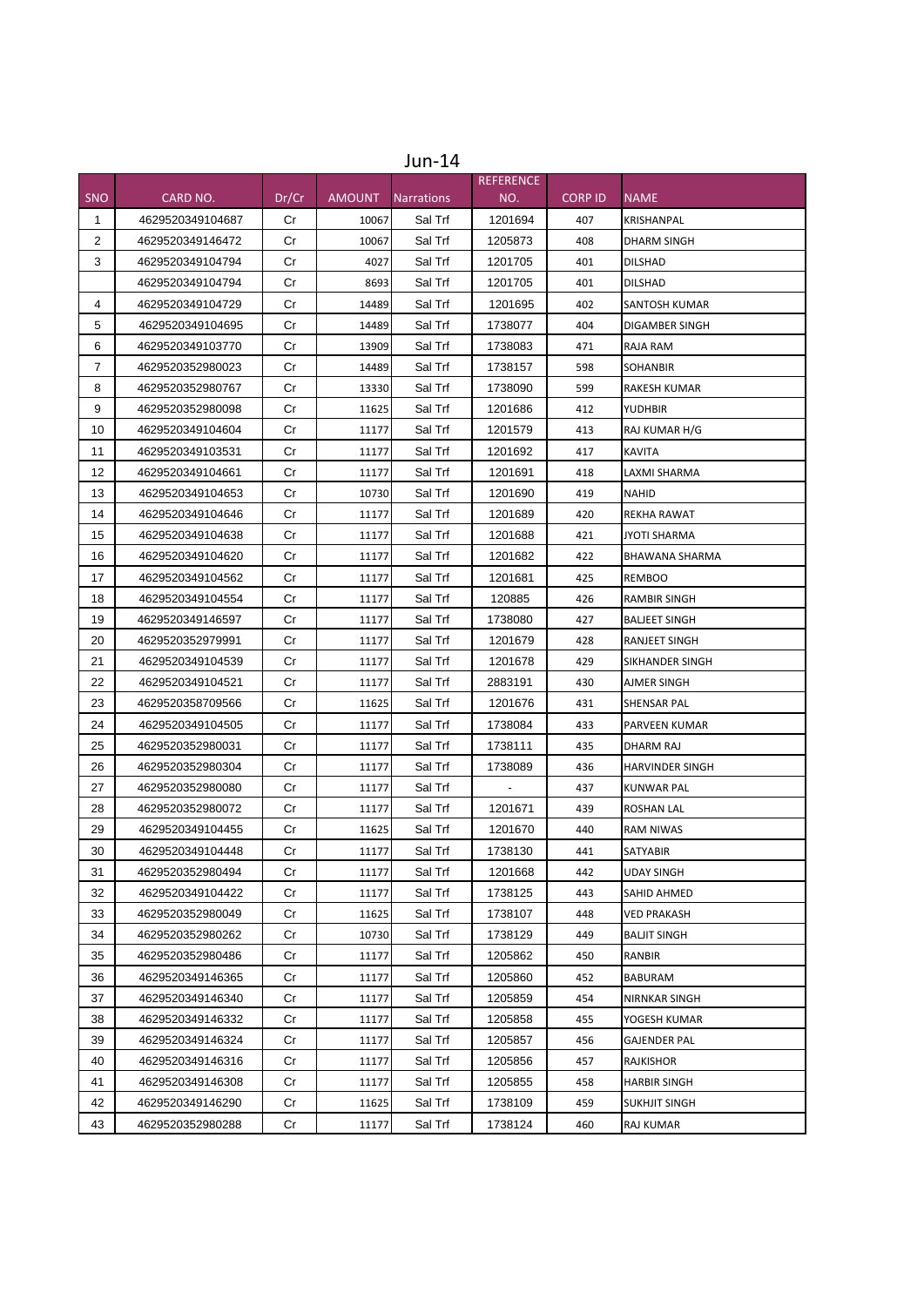# Jun-14

| SNO | CARD NO. | Dr/Cr | AMOUNT | Narrations | REFERENCE NO. | CORP ID | NAME |
|---|---|---|---|---|---|---|---|
| 1 | 4629520349104687 | Cr | 10067 | Sal Trf | 1201694 | 407 | KRISHANPAL |
| 2 | 4629520349146472 | Cr | 10067 | Sal Trf | 1205873 | 408 | DHARM SINGH |
| 3 | 4629520349104794 | Cr | 4027 | Sal Trf | 1201705 | 401 | DILSHAD |
| | 4629520349104794 | Cr | 8693 | Sal Trf | 1201705 | 401 | DILSHAD |
| 4 | 4629520349104729 | Cr | 14489 | Sal Trf | 1201695 | 402 | SANTOSH KUMAR |
| 5 | 4629520349104695 | Cr | 14489 | Sal Trf | 1738077 | 404 | DIGAMBER SINGH |
| 6 | 4629520349103770 | Cr | 13909 | Sal Trf | 1738083 | 471 | RAJA RAM |
| 7 | 4629520352980023 | Cr | 14489 | Sal Trf | 1738157 | 598 | SOHANBIR |
| 8 | 4629520352980767 | Cr | 13330 | Sal Trf | 1738090 | 599 | RAKESH KUMAR |
| 9 | 4629520352980098 | Cr | 11625 | Sal Trf | 1201686 | 412 | YUDHBIR |
| 10 | 4629520349104604 | Cr | 11177 | Sal Trf | 1201579 | 413 | RAJ KUMAR H/G |
| 11 | 4629520349103531 | Cr | 11177 | Sal Trf | 1201692 | 417 | KAVITA |
| 12 | 4629520349104661 | Cr | 11177 | Sal Trf | 1201691 | 418 | LAXMI SHARMA |
| 13 | 4629520349104653 | Cr | 10730 | Sal Trf | 1201690 | 419 | NAHID |
| 14 | 4629520349104646 | Cr | 11177 | Sal Trf | 1201689 | 420 | REKHA RAWAT |
| 15 | 4629520349104638 | Cr | 11177 | Sal Trf | 1201688 | 421 | JYOTI SHARMA |
| 16 | 4629520349104620 | Cr | 11177 | Sal Trf | 1201682 | 422 | BHAWANA SHARMA |
| 17 | 4629520349104562 | Cr | 11177 | Sal Trf | 1201681 | 425 | REMBOO |
| 18 | 4629520349104554 | Cr | 11177 | Sal Trf | 120885 | 426 | RAMBIR SINGH |
| 19 | 4629520349146597 | Cr | 11177 | Sal Trf | 1738080 | 427 | BALJEET SINGH |
| 20 | 4629520352979991 | Cr | 11177 | Sal Trf | 1201679 | 428 | RANJEET SINGH |
| 21 | 4629520349104539 | Cr | 11177 | Sal Trf | 1201678 | 429 | SIKHANDER SINGH |
| 22 | 4629520349104521 | Cr | 11177 | Sal Trf | 2883191 | 430 | AJMER SINGH |
| 23 | 4629520358709566 | Cr | 11625 | Sal Trf | 1201676 | 431 | SHENSAR PAL |
| 24 | 4629520349104505 | Cr | 11177 | Sal Trf | 1738084 | 433 | PARVEEN KUMAR |
| 25 | 4629520352980031 | Cr | 11177 | Sal Trf | 1738111 | 435 | DHARM RAJ |
| 26 | 4629520352980304 | Cr | 11177 | Sal Trf | 1738089 | 436 | HARVINDER SINGH |
| 27 | 4629520352980080 | Cr | 11177 | Sal Trf | - | 437 | KUNWAR PAL |
| 28 | 4629520352980072 | Cr | 11177 | Sal Trf | 1201671 | 439 | ROSHAN LAL |
| 29 | 4629520349104455 | Cr | 11625 | Sal Trf | 1201670 | 440 | RAM NIWAS |
| 30 | 4629520349104448 | Cr | 11177 | Sal Trf | 1738130 | 441 | SATYABIR |
| 31 | 4629520352980494 | Cr | 11177 | Sal Trf | 1201668 | 442 | UDAY SINGH |
| 32 | 4629520349104422 | Cr | 11177 | Sal Trf | 1738125 | 443 | SAHID AHMED |
| 33 | 4629520352980049 | Cr | 11625 | Sal Trf | 1738107 | 448 | VED PRAKASH |
| 34 | 4629520352980262 | Cr | 10730 | Sal Trf | 1738129 | 449 | BALJIT SINGH |
| 35 | 4629520352980486 | Cr | 11177 | Sal Trf | 1205862 | 450 | RANBIR |
| 36 | 4629520349146365 | Cr | 11177 | Sal Trf | 1205860 | 452 | BABURAM |
| 37 | 4629520349146340 | Cr | 11177 | Sal Trf | 1205859 | 454 | NIRNKAR SINGH |
| 38 | 4629520349146332 | Cr | 11177 | Sal Trf | 1205858 | 455 | YOGESH KUMAR |
| 39 | 4629520349146324 | Cr | 11177 | Sal Trf | 1205857 | 456 | GAJENDER PAL |
| 40 | 4629520349146316 | Cr | 11177 | Sal Trf | 1205856 | 457 | RAJKISHOR |
| 41 | 4629520349146308 | Cr | 11177 | Sal Trf | 1205855 | 458 | HARBIR SINGH |
| 42 | 4629520349146290 | Cr | 11625 | Sal Trf | 1738109 | 459 | SUKHJIT SINGH |
| 43 | 4629520352980288 | Cr | 11177 | Sal Trf | 1738124 | 460 | RAJ KUMAR |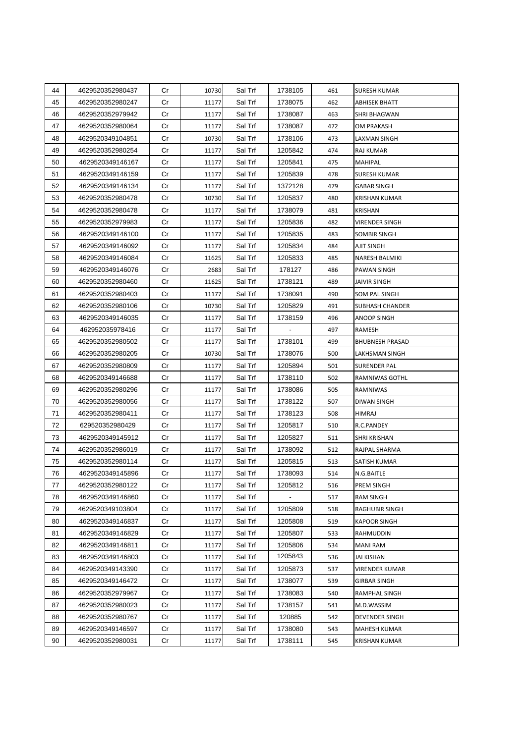| 44 | 4629520352980437 | Cr | 10730 | Sal Trf | 1738105 | 461 | SURESH KUMAR |
|---|---|---|---|---|---|---|---|
| 45 | 4629520352980247 | Cr | 11177 | Sal Trf | 1738075 | 462 | ABHISEK BHATT |
| 46 | 4629520352979942 | Cr | 11177 | Sal Trf | 1738087 | 463 | SHRI BHAGWAN |
| 47 | 4629520352980064 | Cr | 11177 | Sal Trf | 1738087 | 472 | OM PRAKASH |
| 48 | 4629520349104851 | Cr | 10730 | Sal Trf | 1738106 | 473 | LAXMAN SINGH |
| 49 | 4629520352980254 | Cr | 11177 | Sal Trf | 1205842 | 474 | RAJ KUMAR |
| 50 | 4629520349146167 | Cr | 11177 | Sal Trf | 1205841 | 475 | MAHIPAL |
| 51 | 4629520349146159 | Cr | 11177 | Sal Trf | 1205839 | 478 | SURESH KUMAR |
| 52 | 4629520349146134 | Cr | 11177 | Sal Trf | 1372128 | 479 | GABAR SINGH |
| 53 | 4629520352980478 | Cr | 10730 | Sal Trf | 1205837 | 480 | KRISHAN KUMAR |
| 54 | 4629520352980478 | Cr | 11177 | Sal Trf | 1738079 | 481 | KRISHAN |
| 55 | 4629520352979983 | Cr | 11177 | Sal Trf | 1205836 | 482 | VIRENDER SINGH |
| 56 | 4629520349146100 | Cr | 11177 | Sal Trf | 1205835 | 483 | SOMBIR SINGH |
| 57 | 4629520349146092 | Cr | 11177 | Sal Trf | 1205834 | 484 | AJIT SINGH |
| 58 | 4629520349146084 | Cr | 11625 | Sal Trf | 1205833 | 485 | NARESH BALMIKI |
| 59 | 4629520349146076 | Cr | 2683 | Sal Trf | 178127 | 486 | PAWAN SINGH |
| 60 | 4629520352980460 | Cr | 11625 | Sal Trf | 1738121 | 489 | JAIVIR SINGH |
| 61 | 4629520352980403 | Cr | 11177 | Sal Trf | 1738091 | 490 | SOM PAL SINGH |
| 62 | 4629520352980106 | Cr | 10730 | Sal Trf | 1205829 | 491 | SUBHASH CHANDER |
| 63 | 4629520349146035 | Cr | 11177 | Sal Trf | 1738159 | 496 | ANOOP SINGH |
| 64 | 462952035978416 | Cr | 11177 | Sal Trf | - | 497 | RAMESH |
| 65 | 4629520352980502 | Cr | 11177 | Sal Trf | 1738101 | 499 | BHUBNESH PRASAD |
| 66 | 4629520352980205 | Cr | 10730 | Sal Trf | 1738076 | 500 | LAKHSMAN SINGH |
| 67 | 4629520352980809 | Cr | 11177 | Sal Trf | 1205894 | 501 | SURENDER PAL |
| 68 | 4629520349146688 | Cr | 11177 | Sal Trf | 1738110 | 502 | RAMNIWAS GOTHL |
| 69 | 4629520352980296 | Cr | 11177 | Sal Trf | 1738086 | 505 | RAMNIWAS |
| 70 | 4629520352980056 | Cr | 11177 | Sal Trf | 1738122 | 507 | DIWAN SINGH |
| 71 | 4629520352980411 | Cr | 11177 | Sal Trf | 1738123 | 508 | HIMRAJ |
| 72 | 629520352980429 | Cr | 11177 | Sal Trf | 1205817 | 510 | R.C.PANDEY |
| 73 | 4629520349145912 | Cr | 11177 | Sal Trf | 1205827 | 511 | SHRI KRISHAN |
| 74 | 4629520352986019 | Cr | 11177 | Sal Trf | 1738092 | 512 | RAJPAL SHARMA |
| 75 | 4629520352980114 | Cr | 11177 | Sal Trf | 1205815 | 513 | SATISH KUMAR |
| 76 | 4629520349145896 | Cr | 11177 | Sal Trf | 1738093 | 514 | N.G.BAITLE |
| 77 | 4629520352980122 | Cr | 11177 | Sal Trf | 1205812 | 516 | PREM SINGH |
| 78 | 4629520349146860 | Cr | 11177 | Sal Trf | - | 517 | RAM SINGH |
| 79 | 4629520349103804 | Cr | 11177 | Sal Trf | 1205809 | 518 | RAGHUBIR SINGH |
| 80 | 4629520349146837 | Cr | 11177 | Sal Trf | 1205808 | 519 | KAPOOR SINGH |
| 81 | 4629520349146829 | Cr | 11177 | Sal Trf | 1205807 | 533 | RAHMUDDIN |
| 82 | 4629520349146811 | Cr | 11177 | Sal Trf | 1205806 | 534 | MANI RAM |
| 83 | 4629520349146803 | Cr | 11177 | Sal Trf | 1205843 | 536 | JAI KISHAN |
| 84 | 4629520349143390 | Cr | 11177 | Sal Trf | 1205873 | 537 | VIRENDER KUMAR |
| 85 | 4629520349146472 | Cr | 11177 | Sal Trf | 1738077 | 539 | GIRBAR SINGH |
| 86 | 4629520352979967 | Cr | 11177 | Sal Trf | 1738083 | 540 | RAMPHAL SINGH |
| 87 | 4629520352980023 | Cr | 11177 | Sal Trf | 1738157 | 541 | M.D.WASSIM |
| 88 | 4629520352980767 | Cr | 11177 | Sal Trf | 120885 | 542 | DEVENDER SINGH |
| 89 | 4629520349146597 | Cr | 11177 | Sal Trf | 1738080 | 543 | MAHESH KUMAR |
| 90 | 4629520352980031 | Cr | 11177 | Sal Trf | 1738111 | 545 | KRISHAN KUMAR |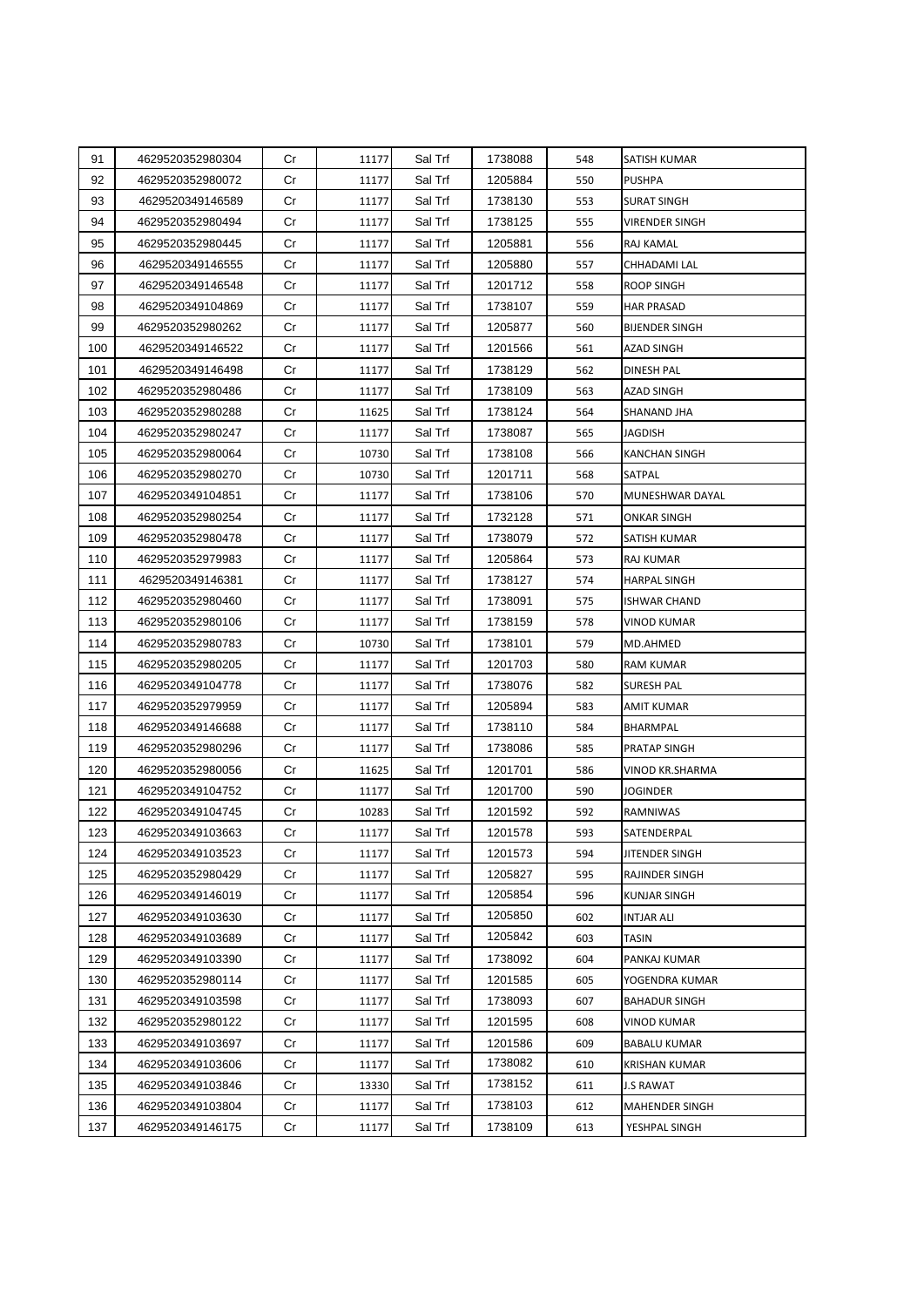| 91 | 4629520352980304 | Cr | 11177 | Sal Trf | 1738088 | 548 | SATISH KUMAR |
|---|---|---|---|---|---|---|---|
| 92 | 4629520352980072 | Cr | 11177 | Sal Trf | 1205884 | 550 | PUSHPA |
| 93 | 4629520349146589 | Cr | 11177 | Sal Trf | 1738130 | 553 | SURAT SINGH |
| 94 | 4629520352980494 | Cr | 11177 | Sal Trf | 1738125 | 555 | VIRENDER SINGH |
| 95 | 4629520352980445 | Cr | 11177 | Sal Trf | 1205881 | 556 | RAJ KAMAL |
| 96 | 4629520349146555 | Cr | 11177 | Sal Trf | 1205880 | 557 | CHHADAMI LAL |
| 97 | 4629520349146548 | Cr | 11177 | Sal Trf | 1201712 | 558 | ROOP SINGH |
| 98 | 4629520349104869 | Cr | 11177 | Sal Trf | 1738107 | 559 | HAR PRASAD |
| 99 | 4629520352980262 | Cr | 11177 | Sal Trf | 1205877 | 560 | BIJENDER SINGH |
| 100 | 4629520349146522 | Cr | 11177 | Sal Trf | 1201566 | 561 | AZAD SINGH |
| 101 | 4629520349146498 | Cr | 11177 | Sal Trf | 1738129 | 562 | DINESH PAL |
| 102 | 4629520352980486 | Cr | 11177 | Sal Trf | 1738109 | 563 | AZAD SINGH |
| 103 | 4629520352980288 | Cr | 11625 | Sal Trf | 1738124 | 564 | SHANAND JHA |
| 104 | 4629520352980247 | Cr | 11177 | Sal Trf | 1738087 | 565 | JAGDISH |
| 105 | 4629520352980064 | Cr | 10730 | Sal Trf | 1738108 | 566 | KANCHAN SINGH |
| 106 | 4629520352980270 | Cr | 10730 | Sal Trf | 1201711 | 568 | SATPAL |
| 107 | 4629520349104851 | Cr | 11177 | Sal Trf | 1738106 | 570 | MUNESHWAR DAYAL |
| 108 | 4629520352980254 | Cr | 11177 | Sal Trf | 1732128 | 571 | ONKAR SINGH |
| 109 | 4629520352980478 | Cr | 11177 | Sal Trf | 1738079 | 572 | SATISH KUMAR |
| 110 | 4629520352979983 | Cr | 11177 | Sal Trf | 1205864 | 573 | RAJ KUMAR |
| 111 | 4629520349146381 | Cr | 11177 | Sal Trf | 1738127 | 574 | HARPAL SINGH |
| 112 | 4629520352980460 | Cr | 11177 | Sal Trf | 1738091 | 575 | ISHWAR CHAND |
| 113 | 4629520352980106 | Cr | 11177 | Sal Trf | 1738159 | 578 | VINOD KUMAR |
| 114 | 4629520352980783 | Cr | 10730 | Sal Trf | 1738101 | 579 | MD.AHMED |
| 115 | 4629520352980205 | Cr | 11177 | Sal Trf | 1201703 | 580 | RAM KUMAR |
| 116 | 4629520349104778 | Cr | 11177 | Sal Trf | 1738076 | 582 | SURESH PAL |
| 117 | 4629520352979959 | Cr | 11177 | Sal Trf | 1205894 | 583 | AMIT KUMAR |
| 118 | 4629520349146688 | Cr | 11177 | Sal Trf | 1738110 | 584 | BHARMPAL |
| 119 | 4629520352980296 | Cr | 11177 | Sal Trf | 1738086 | 585 | PRATAP SINGH |
| 120 | 4629520352980056 | Cr | 11625 | Sal Trf | 1201701 | 586 | VINOD KR.SHARMA |
| 121 | 4629520349104752 | Cr | 11177 | Sal Trf | 1201700 | 590 | JOGINDER |
| 122 | 4629520349104745 | Cr | 10283 | Sal Trf | 1201592 | 592 | RAMNIWAS |
| 123 | 4629520349103663 | Cr | 11177 | Sal Trf | 1201578 | 593 | SATENDERPAL |
| 124 | 4629520349103523 | Cr | 11177 | Sal Trf | 1201573 | 594 | JITENDER SINGH |
| 125 | 4629520352980429 | Cr | 11177 | Sal Trf | 1205827 | 595 | RAJINDER SINGH |
| 126 | 4629520349146019 | Cr | 11177 | Sal Trf | 1205854 | 596 | KUNJAR SINGH |
| 127 | 4629520349103630 | Cr | 11177 | Sal Trf | 1205850 | 602 | INTJAR ALI |
| 128 | 4629520349103689 | Cr | 11177 | Sal Trf | 1205842 | 603 | TASIN |
| 129 | 4629520349103390 | Cr | 11177 | Sal Trf | 1738092 | 604 | PANKAJ KUMAR |
| 130 | 4629520352980114 | Cr | 11177 | Sal Trf | 1201585 | 605 | YOGENDRA KUMAR |
| 131 | 4629520349103598 | Cr | 11177 | Sal Trf | 1738093 | 607 | BAHADUR SINGH |
| 132 | 4629520352980122 | Cr | 11177 | Sal Trf | 1201595 | 608 | VINOD KUMAR |
| 133 | 4629520349103697 | Cr | 11177 | Sal Trf | 1201586 | 609 | BABALU KUMAR |
| 134 | 4629520349103606 | Cr | 11177 | Sal Trf | 1738082 | 610 | KRISHAN KUMAR |
| 135 | 4629520349103846 | Cr | 13330 | Sal Trf | 1738152 | 611 | J.S RAWAT |
| 136 | 4629520349103804 | Cr | 11177 | Sal Trf | 1738103 | 612 | MAHENDER SINGH |
| 137 | 4629520349146175 | Cr | 11177 | Sal Trf | 1738109 | 613 | YESHPAL SINGH |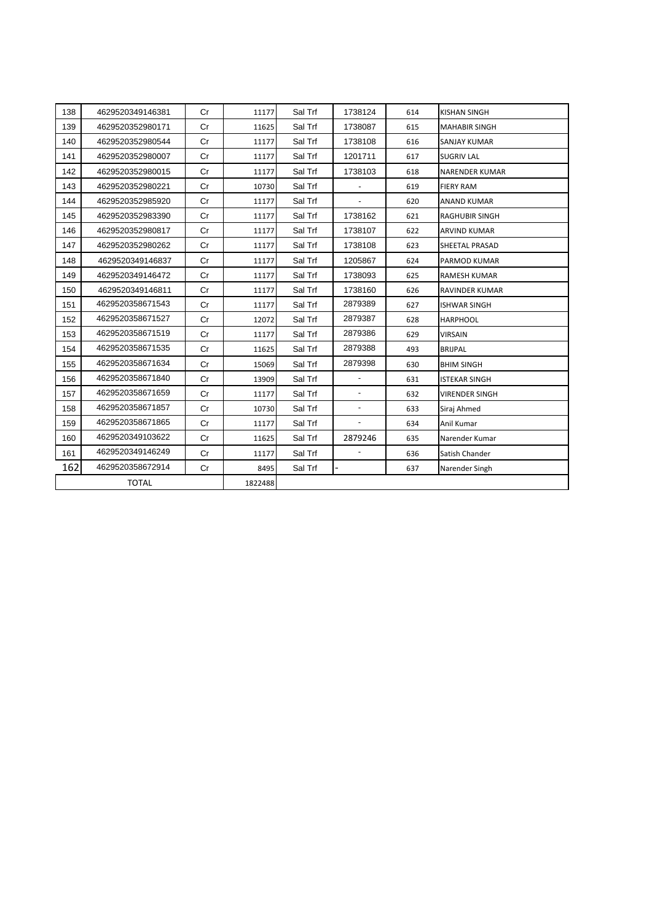| | | | | | | | |
|---|---|---|---|---|---|---|---|
| 138 | 4629520349146381 | Cr | 11177 | Sal Trf | 1738124 | 614 | KISHAN SINGH |
| 139 | 4629520352980171 | Cr | 11625 | Sal Trf | 1738087 | 615 | MAHABIR SINGH |
| 140 | 4629520352980544 | Cr | 11177 | Sal Trf | 1738108 | 616 | SANJAY KUMAR |
| 141 | 4629520352980007 | Cr | 11177 | Sal Trf | 1201711 | 617 | SUGRIV LAL |
| 142 | 4629520352980015 | Cr | 11177 | Sal Trf | 1738103 | 618 | NARENDER KUMAR |
| 143 | 4629520352980221 | Cr | 10730 | Sal Trf | - | 619 | FIERY RAM |
| 144 | 4629520352985920 | Cr | 11177 | Sal Trf | - | 620 | ANAND KUMAR |
| 145 | 4629520352983390 | Cr | 11177 | Sal Trf | 1738162 | 621 | RAGHUBIR SINGH |
| 146 | 4629520352980817 | Cr | 11177 | Sal Trf | 1738107 | 622 | ARVIND KUMAR |
| 147 | 4629520352980262 | Cr | 11177 | Sal Trf | 1738108 | 623 | SHEETAL PRASAD |
| 148 | 4629520349146837 | Cr | 11177 | Sal Trf | 1205867 | 624 | PARMOD KUMAR |
| 149 | 4629520349146472 | Cr | 11177 | Sal Trf | 1738093 | 625 | RAMESH KUMAR |
| 150 | 4629520349146811 | Cr | 11177 | Sal Trf | 1738160 | 626 | RAVINDER KUMAR |
| 151 | 4629520358671543 | Cr | 11177 | Sal Trf | 2879389 | 627 | ISHWAR SINGH |
| 152 | 4629520358671527 | Cr | 12072 | Sal Trf | 2879387 | 628 | HARPHOOL |
| 153 | 4629520358671519 | Cr | 11177 | Sal Trf | 2879386 | 629 | VIRSAIN |
| 154 | 4629520358671535 | Cr | 11625 | Sal Trf | 2879388 | 493 | BRIJPAL |
| 155 | 4629520358671634 | Cr | 15069 | Sal Trf | 2879398 | 630 | BHIM SINGH |
| 156 | 4629520358671840 | Cr | 13909 | Sal Trf | - | 631 | ISTEKAR SINGH |
| 157 | 4629520358671659 | Cr | 11177 | Sal Trf | - | 632 | VIRENDER SINGH |
| 158 | 4629520358671857 | Cr | 10730 | Sal Trf | - | 633 | Siraj Ahmed |
| 159 | 4629520358671865 | Cr | 11177 | Sal Trf | - | 634 | Anil Kumar |
| 160 | 4629520349103622 | Cr | 11625 | Sal Trf | 2879246 | 635 | Narender Kumar |
| 161 | 4629520349146249 | Cr | 11177 | Sal Trf | - | 636 | Satish Chander |
| 162 | 4629520358672914 | Cr | 8495 | Sal Trf | - | 637 | Narender Singh |
| TOTAL | | | 1822488 | | | | |